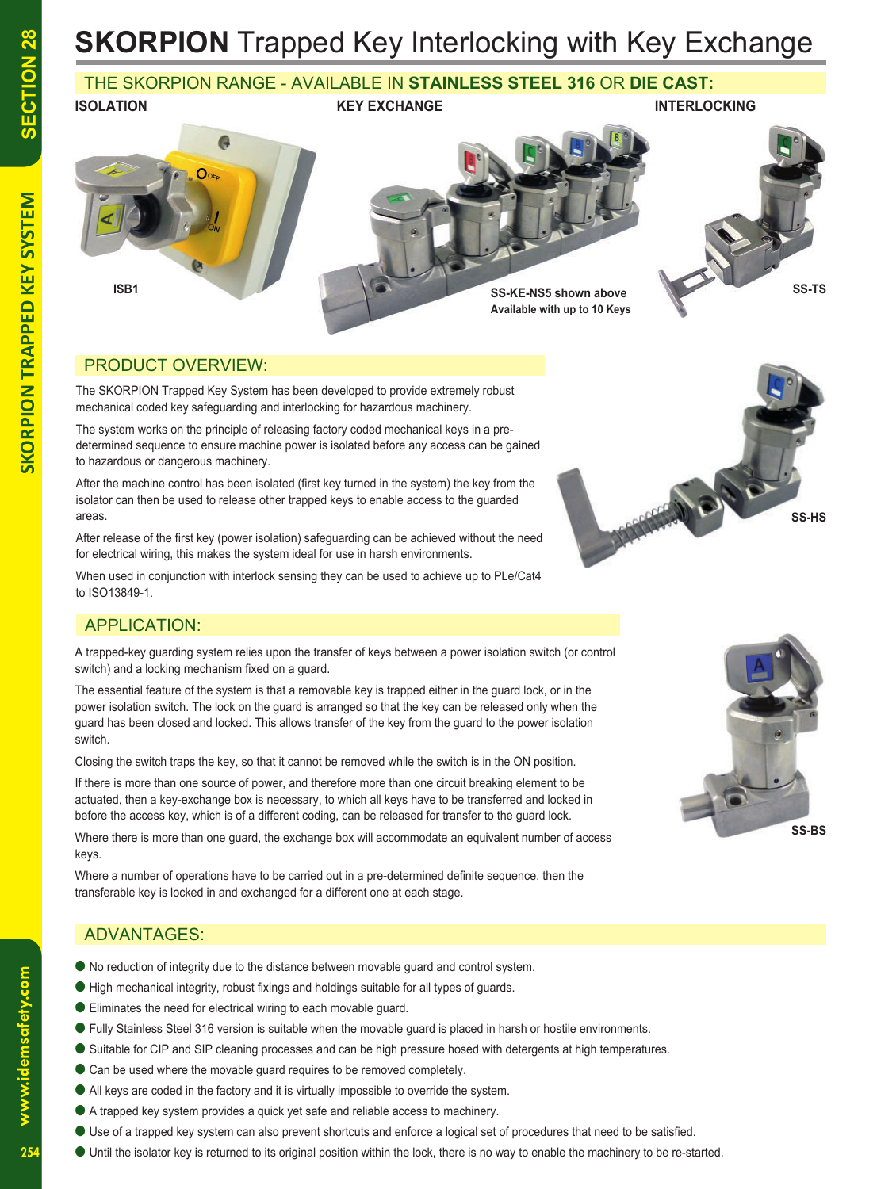# **SKORPION** Trapped Key Interlocking with Key Exchange

## THE SKORPION RANGE - AVAILABLE IN **STAINLESS STEEL 316** OR **DIE CAST:**

**ISOLATION**

ISB1

**KEY EXCHANGE**

**SS-KE-NS5 shown above**
**Available with up to 10 Keys**

**INTERLOCKING**

SS-TS

SS-HS

SS-BS

## PRODUCT OVERVIEW:

The SKORPION Trapped Key System has been developed to provide extremely robust mechanical coded key safeguarding and interlocking for hazardous machinery.

The system works on the principle of releasing factory coded mechanical keys in a pre-determined sequence to ensure machine power is isolated before any access can be gained to hazardous or dangerous machinery.

After the machine control has been isolated (first key turned in the system) the key from the isolator can then be used to release other trapped keys to enable access to the guarded areas.

After release of the first key (power isolation) safeguarding can be achieved without the need for electrical wiring, this makes the system ideal for use in harsh environments.

When used in conjunction with interlock sensing they can be used to achieve up to PLe/Cat4 to ISO13849-1.

## APPLICATION:

A trapped-key guarding system relies upon the transfer of keys between a power isolation switch (or control switch) and a locking mechanism fixed on a guard.

The essential feature of the system is that a removable key is trapped either in the guard lock, or in the power isolation switch. The lock on the guard is arranged so that the key can be released only when the guard has been closed and locked. This allows transfer of the key from the guard to the power isolation switch.

Closing the switch traps the key, so that it cannot be removed while the switch is in the ON position.

If there is more than one source of power, and therefore more than one circuit breaking element to be actuated, then a key-exchange box is necessary, to which all keys have to be transferred and locked in before the access key, which is of a different coding, can be released for transfer to the guard lock.

Where there is more than one guard, the exchange box will accommodate an equivalent number of access keys.

Where a number of operations have to be carried out in a pre-determined definite sequence, then the transferable key is locked in and exchanged for a different one at each stage.

## ADVANTAGES:

- No reduction of integrity due to the distance between movable guard and control system.
- High mechanical integrity, robust fixings and holdings suitable for all types of guards.
- Eliminates the need for electrical wiring to each movable guard.
- Fully Stainless Steel 316 version is suitable when the movable guard is placed in harsh or hostile environments.
- Suitable for CIP and SIP cleaning processes and can be high pressure hosed with detergents at high temperatures.
- Can be used where the movable guard requires to be removed completely.
- All keys are coded in the factory and it is virtually impossible to override the system.
- A trapped key system provides a quick yet safe and reliable access to machinery.
- Use of a trapped key system can also prevent shortcuts and enforce a logical set of procedures that need to be satisfied.
- Until the isolator key is returned to its original position within the lock, there is no way to enable the machinery to be re-started.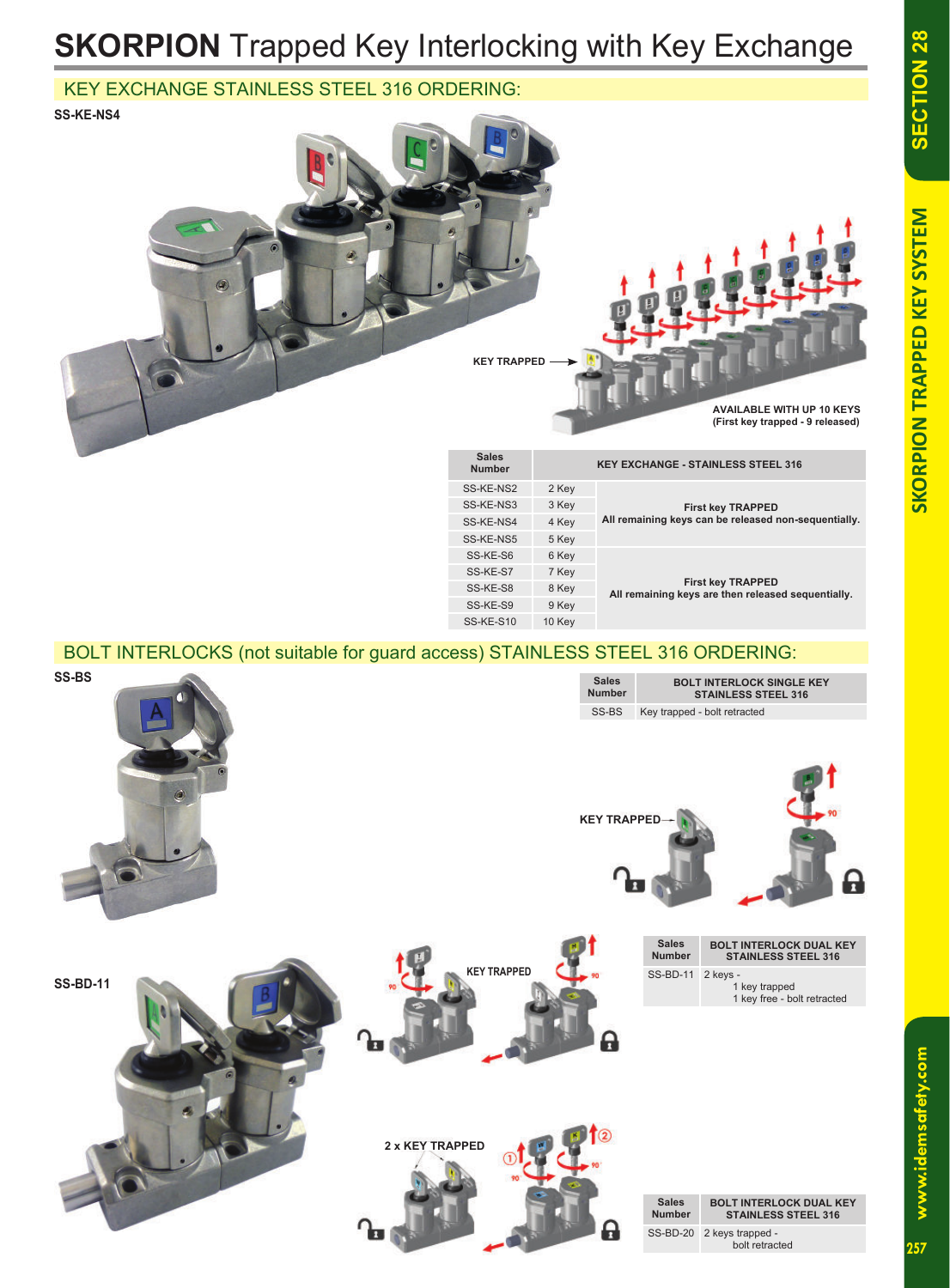# **SKORPION** Trapped Key Interlocking with Key Exchange

## KEY EXCHANGE STAINLESS STEEL 316 ORDERING:

**SS-KE-NS4**

KEY TRAPPED

**AVAILABLE WITH UP 10 KEYS**
**(First key trapped - 9 released)**

| Sales Number | KEY EXCHANGE - STAINLESS STEEL 316 | |
|---|---|---|
| SS-KE-NS2 | 2 Key | **First key TRAPPED** **All remaining keys can be released non-sequentially.** |
| SS-KE-NS3 | 3 Key | |
| SS-KE-NS4 | 4 Key | |
| SS-KE-NS5 | 5 Key | |
| SS-KE-S6 | 6 Key | **First key TRAPPED** **All remaining keys are then released sequentially.** |
| SS-KE-S7 | 7 Key | |
| SS-KE-S8 | 8 Key | |
| SS-KE-S9 | 9 Key | |
| SS-KE-S10 | 10 Key | |

## BOLT INTERLOCKS (not suitable for guard access) STAINLESS STEEL 316 ORDERING:

**SS-BS**

| Sales Number | BOLT INTERLOCK SINGLE KEY STAINLESS STEEL 316 |
|---|---|
| SS-BS | Key trapped - bolt retracted |

KEY TRAPPED

**SS-BD-11**

KEY TRAPPED

| Sales Number | BOLT INTERLOCK DUAL KEY STAINLESS STEEL 316 |
|---|---|
| SS-BD-11 | 2 keys - 1 key trapped, 1 key free - bolt retracted |

2 x KEY TRAPPED

| Sales Number | BOLT INTERLOCK DUAL KEY STAINLESS STEEL 316 |
|---|---|
| SS-BD-20 | 2 keys trapped - bolt retracted |

SECTION 28

SKORPION TRAPPED KEY SYSTEM

www.idemsafety.com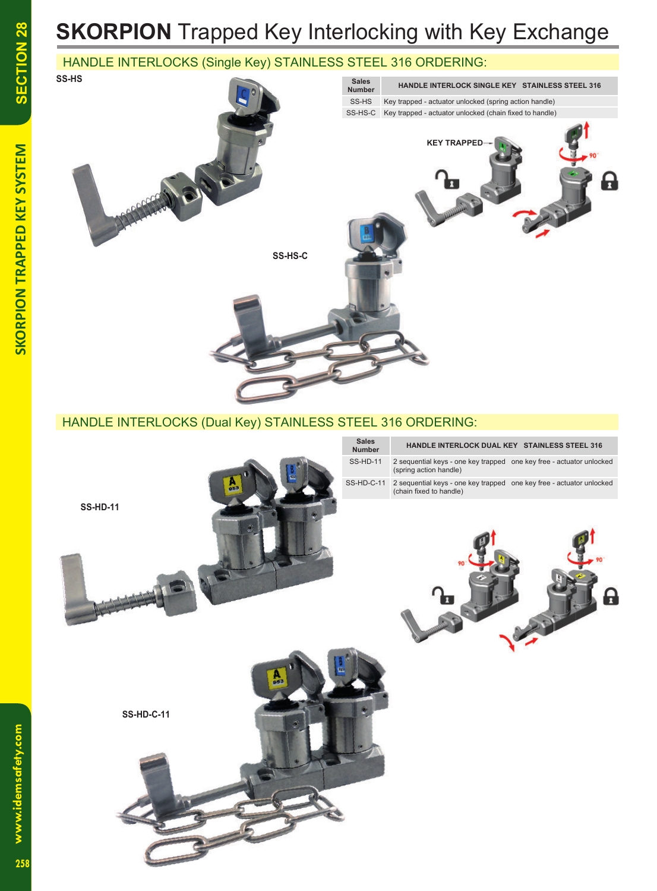# **SKORPION** Trapped Key Interlocking with Key Exchange

## HANDLE INTERLOCKS (Single Key) STAINLESS STEEL 316 ORDERING:

SS-HS

| Sales Number | HANDLE INTERLOCK SINGLE KEY STAINLESS STEEL 316 |
|---|---|
| SS-HS | Key trapped - actuator unlocked (spring action handle) |
| SS-HS-C | Key trapped - actuator unlocked (chain fixed to handle) |

KEY TRAPPED

SS-HS-C

## HANDLE INTERLOCKS (Dual Key) STAINLESS STEEL 316 ORDERING:

| Sales Number | HANDLE INTERLOCK DUAL KEY STAINLESS STEEL 316 |
|---|---|
| SS-HD-11 | 2 sequential keys - one key trapped one key free - actuator unlocked (spring action handle) |
| SS-HD-C-11 | 2 sequential keys - one key trapped one key free - actuator unlocked (chain fixed to handle) |

SS-HD-11

SS-HD-C-11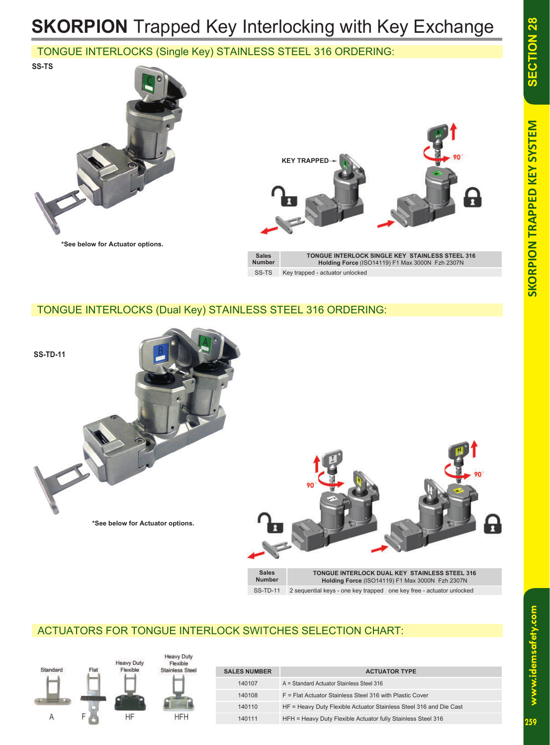# SKORPION Trapped Key Interlocking with Key Exchange

## TONGUE INTERLOCKS (Single Key) STAINLESS STEEL 316 ORDERING:

**SS-TS**

***See below for Actuator options.**

KEY TRAPPED

90°

| Sales Number | TONGUE INTERLOCK SINGLE KEY STAINLESS STEEL 316 **Holding Force** (ISO14119) F1 Max 3000N Fzh 2307N |
|---|---|
| SS-TS | Key trapped - actuator unlocked |

## TONGUE INTERLOCKS (Dual Key) STAINLESS STEEL 316 ORDERING:

**SS-TD-11**

***See below for Actuator options.**

90°

90°

| Sales Number | TONGUE INTERLOCK DUAL KEY STAINLESS STEEL 316 **Holding Force** (ISO14119) F1 Max 3000N Fzh 2307N |
|---|---|
| SS-TD-11 | 2 sequential keys - one key trapped one key free - actuator unlocked |

## ACTUATORS FOR TONGUE INTERLOCK SWITCHES SELECTION CHART:

Standard — A
Flat — F
Heavy Duty Flexible — HF
Heavy Duty Flexible Stainless Steel — HFH

| SALES NUMBER | ACTUATOR TYPE |
|---|---|
| 140107 | A = Standard Actuator Stainless Steel 316 |
| 140108 | F = Flat Actuator Stainless Steel 316 with Plastic Cover |
| 140110 | HF = Heavy Duty Flexible Actuator Stainless Steel 316 and Die Cast |
| 140111 | HFH = Heavy Duty Flexible Actuator fully Stainless Steel 316 |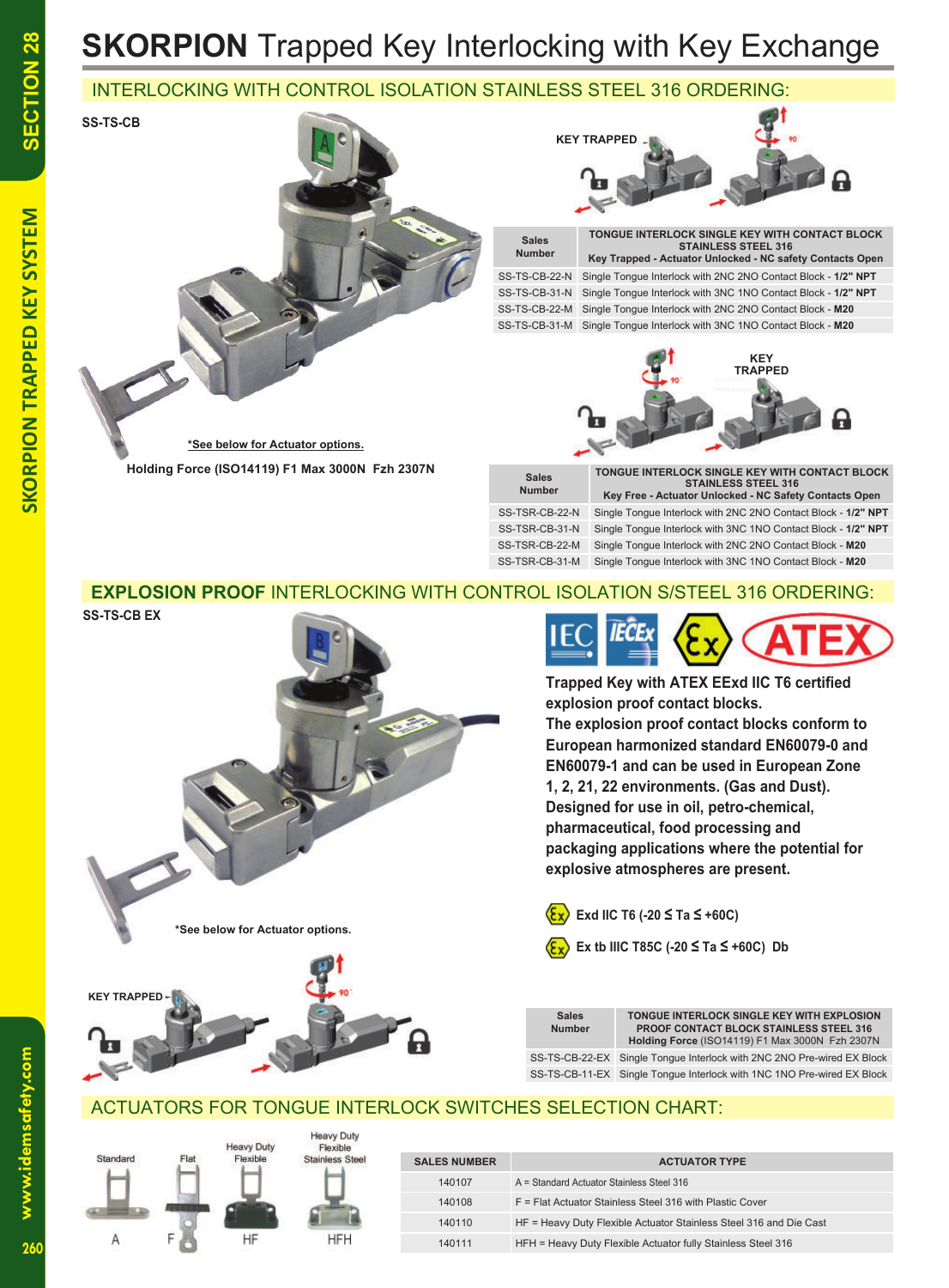# **SKORPION** Trapped Key Interlocking with Key Exchange

## INTERLOCKING WITH CONTROL ISOLATION STAINLESS STEEL 316 ORDERING:

**SS-TS-CB**

KEY TRAPPED

*See below for Actuator options.

**Holding Force (ISO14119) F1 Max 3000N Fzh 2307N**

| Sales Number | TONGUE INTERLOCK SINGLE KEY WITH CONTACT BLOCK STAINLESS STEEL 316 Key Trapped - Actuator Unlocked - NC safety Contacts Open |
|---|---|
| SS-TS-CB-22-N | Single Tongue Interlock with 2NC 2NO Contact Block - **1/2" NPT** |
| SS-TS-CB-31-N | Single Tongue Interlock with 3NC 1NO Contact Block - **1/2" NPT** |
| SS-TS-CB-22-M | Single Tongue Interlock with 2NC 2NO Contact Block - **M20** |
| SS-TS-CB-31-M | Single Tongue Interlock with 3NC 1NO Contact Block - **M20** |

KEY TRAPPED

| Sales Number | TONGUE INTERLOCK SINGLE KEY WITH CONTACT BLOCK STAINLESS STEEL 316 Key Free - Actuator Unlocked - NC Safety Contacts Open |
|---|---|
| SS-TSR-CB-22-N | Single Tongue Interlock with 2NC 2NO Contact Block - **1/2" NPT** |
| SS-TSR-CB-31-N | Single Tongue Interlock with 3NC 1NO Contact Block - **1/2" NPT** |
| SS-TSR-CB-22-M | Single Tongue Interlock with 2NC 2NO Contact Block - **M20** |
| SS-TSR-CB-31-M | Single Tongue Interlock with 3NC 1NO Contact Block - **M20** |

## **EXPLOSION PROOF** INTERLOCKING WITH CONTROL ISOLATION S/STEEL 316 ORDERING:

**SS-TS-CB EX**

*See below for Actuator options.

KEY TRAPPED

**Trapped Key with ATEX EExd IIC T6 certified explosion proof contact blocks.**
**The explosion proof contact blocks conform to European harmonized standard EN60079-0 and EN60079-1 and can be used in European Zone 1, 2, 21, 22 environments. (Gas and Dust).**
**Designed for use in oil, petro-chemical, pharmaceutical, food processing and packaging applications where the potential for explosive atmospheres are present.**

**Exd IIC T6 (-20 ≤ Ta ≤ +60C)**

**Ex tb IIIC T85C (-20 ≤ Ta ≤ +60C) Db**

| Sales Number | TONGUE INTERLOCK SINGLE KEY WITH EXPLOSION PROOF CONTACT BLOCK STAINLESS STEEL 316 **Holding Force** (ISO14119) F1 Max 3000N Fzh 2307N |
|---|---|
| SS-TS-CB-22-EX | Single Tongue Interlock with 2NC 2NO Pre-wired EX Block |
| SS-TS-CB-11-EX | Single Tongue Interlock with 1NC 1NO Pre-wired EX Block |

## ACTUATORS FOR TONGUE INTERLOCK SWITCHES SELECTION CHART:

Standard — A
Flat — F
Heavy Duty Flexible — HF
Heavy Duty Flexible Stainless Steel — HFH

| SALES NUMBER | ACTUATOR TYPE |
|---|---|
| 140107 | A = Standard Actuator Stainless Steel 316 |
| 140108 | F = Flat Actuator Stainless Steel 316 with Plastic Cover |
| 140110 | HF = Heavy Duty Flexible Actuator Stainless Steel 316 and Die Cast |
| 140111 | HFH = Heavy Duty Flexible Actuator fully Stainless Steel 316 |